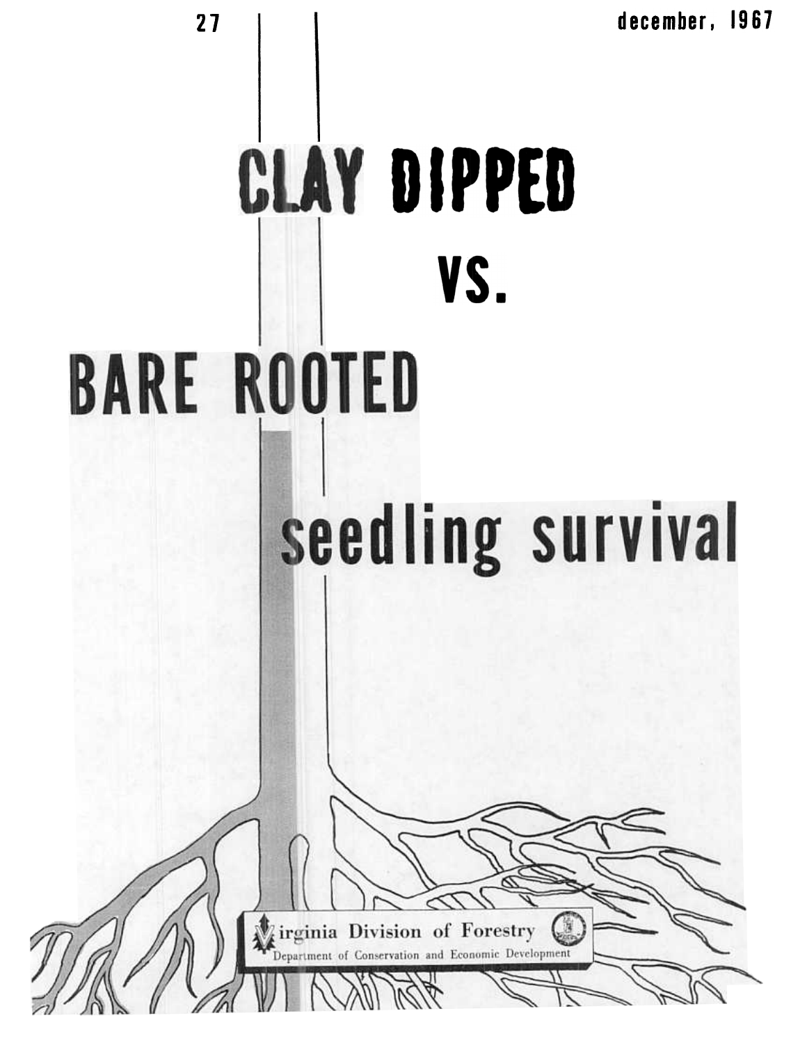27

december, 1967

# CLAY DIPPED

# VS.

# BARE ROOTED

# seedling survival

Virginia Division of Forestry

Department of Conservation and Economic Development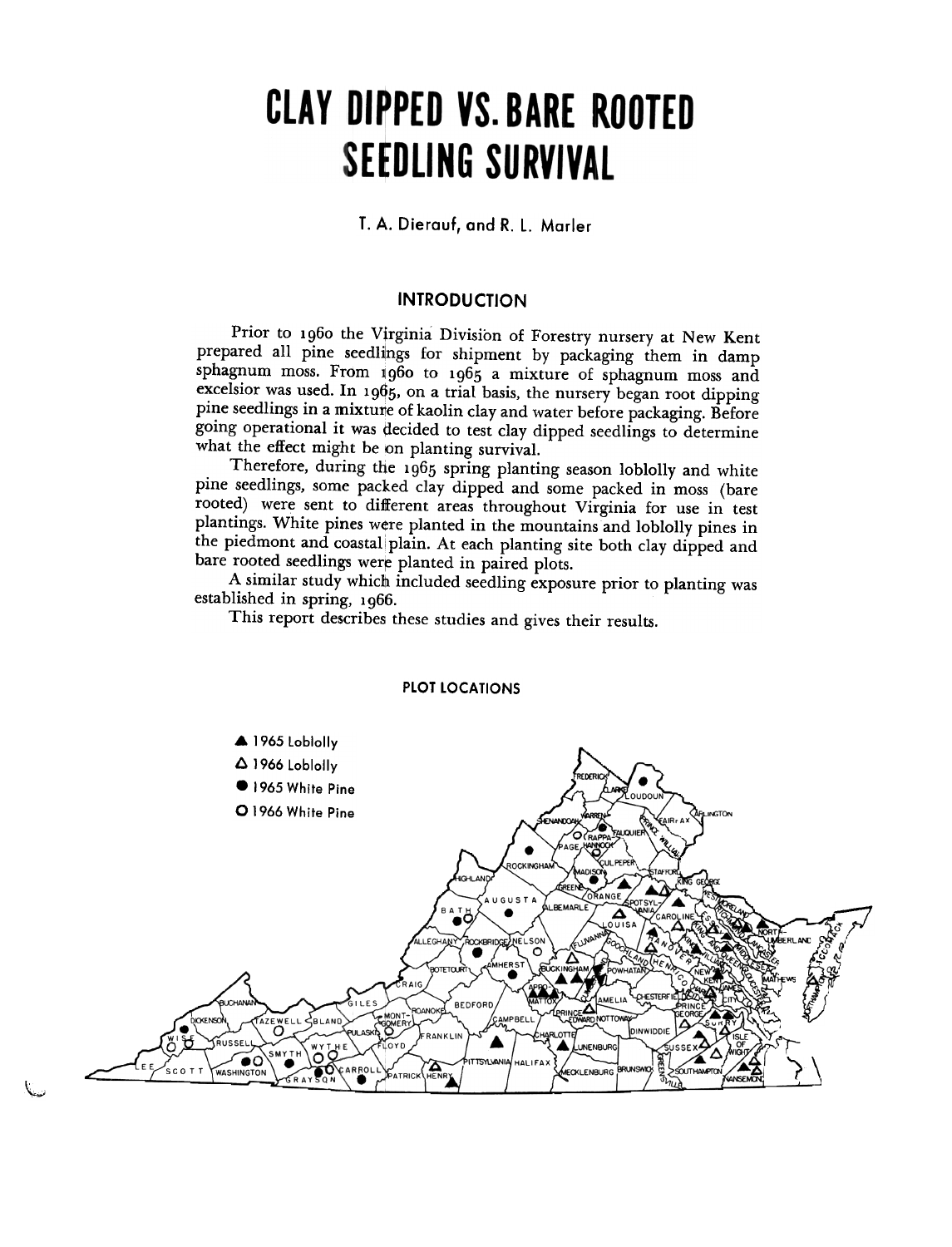# CLAY DIPPED VS. BARE ROOTED SEEDLING SURVIVAL

T. A. Dierauf, and R. L. Marler

## INTRODUCTION

Prior to 1960 the Virginia Division of Forestry nursery at New Kent prepared all pine seedlings for shipment by packaging them in damp sphagnum moss. From 1960 to 1965 a mixture of sphagnum moss and excelsior was used. In 1965, on a trial basis, the nursery began root dipping pine seedlings in a mixture of kaolin clay and water before packaging. Before going operational it was decided to test clay dipped seedlings to determine what the effect might be on planting survival.

Therefore, during the 1965 spring planting season loblolly and white pine seedlings, some packed clay dipped and some packed in moss (bare rooted) were sent to different areas throughout Virginia for use in test plantings. White pines were planted in the mountains and loblolly pines in the piedmont and coastal plain. At each planting site both clay dipped and bare rooted seedlings were planted in paired plots.

A similar study which included seedling exposure prior to planting was established in spring, 1966.

This report describes these studies and gives their results.

### PLOT LOCATIONS

▲ 1965 Loblolly
△ 1966 Loblolly
● 1965 White Pine
○ 1966 White Pine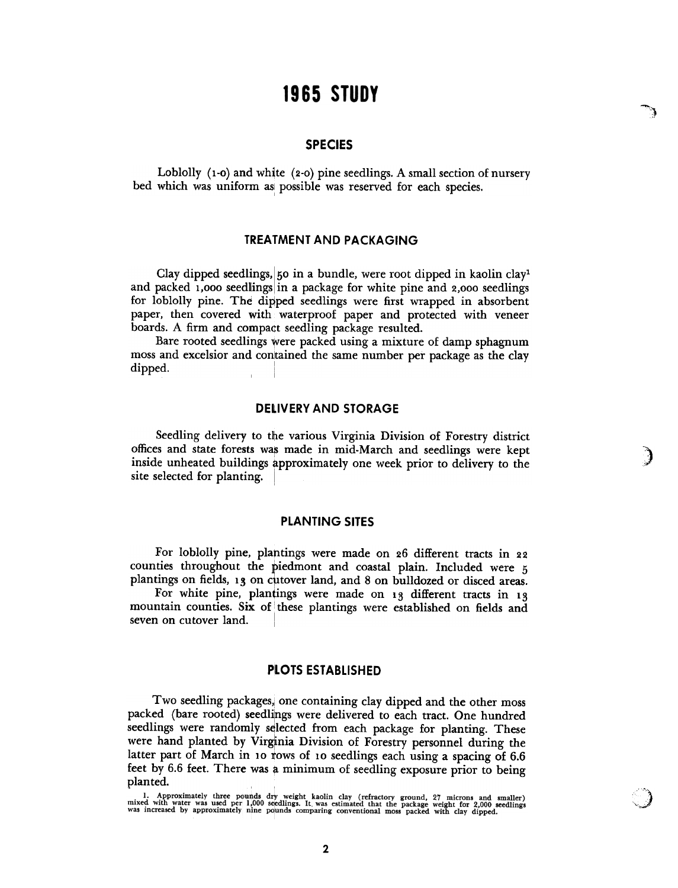# 1965 STUDY

## SPECIES

Loblolly (1-0) and white (2-0) pine seedlings. A small section of nursery bed which was uniform as possible was reserved for each species.

## TREATMENT AND PACKAGING

Clay dipped seedlings, 50 in a bundle, were root dipped in kaolin clay[1] and packed 1,000 seedlings in a package for white pine and 2,000 seedlings for loblolly pine. The dipped seedlings were first wrapped in absorbent paper, then covered with waterproof paper and protected with veneer boards. A firm and compact seedling package resulted.

Bare rooted seedlings were packed using a mixture of damp sphagnum moss and excelsior and contained the same number per package as the clay dipped.

## DELIVERY AND STORAGE

Seedling delivery to the various Virginia Division of Forestry district offices and state forests was made in mid-March and seedlings were kept inside unheated buildings approximately one week prior to delivery to the site selected for planting.

## PLANTING SITES

For loblolly pine, plantings were made on 26 different tracts in 22 counties throughout the piedmont and coastal plain. Included were 5 plantings on fields, 13 on cutover land, and 8 on bulldozed or disced areas.

For white pine, plantings were made on 13 different tracts in 13 mountain counties. Six of these plantings were established on fields and seven on cutover land.

## PLOTS ESTABLISHED

Two seedling packages, one containing clay dipped and the other moss packed (bare rooted) seedlings were delivered to each tract. One hundred seedlings were randomly selected from each package for planting. These were hand planted by Virginia Division of Forestry personnel during the latter part of March in 10 rows of 10 seedlings each using a spacing of 6.6 feet by 6.6 feet. There was a minimum of seedling exposure prior to being planted.

1. Approximately three pounds dry weight kaolin clay (refractory ground, 27 microns and smaller) mixed with water was used per 1,000 seedlings. It was estimated that the package weight for 2,000 seedlings was increased by approximately nine pounds comparing conventional moss packed with clay dipped.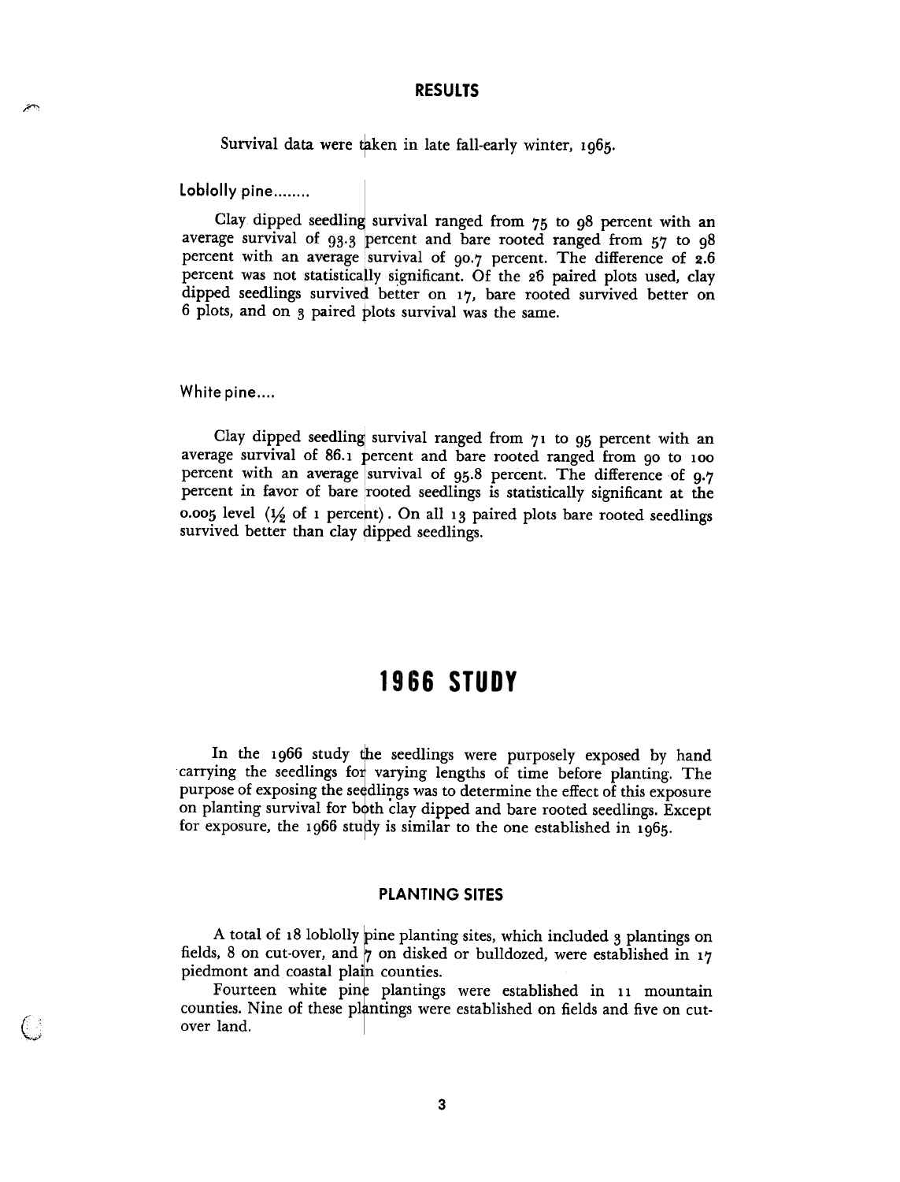## RESULTS

Survival data were taken in late fall-early winter, 1965.

### Loblolly pine........

Clay dipped seedling survival ranged from 75 to 98 percent with an average survival of 93.3 percent and bare rooted ranged from 57 to 98 percent with an average survival of 90.7 percent. The difference of 2.6 percent was not statistically significant. Of the 26 paired plots used, clay dipped seedlings survived better on 17, bare rooted survived better on 6 plots, and on 3 paired plots survival was the same.

### White pine....

Clay dipped seedling survival ranged from 71 to 95 percent with an average survival of 86.1 percent and bare rooted ranged from 90 to 100 percent with an average survival of 95.8 percent. The difference of 9.7 percent in favor of bare rooted seedlings is statistically significant at the 0.005 level (½ of 1 percent). On all 13 paired plots bare rooted seedlings survived better than clay dipped seedlings.

# 1966 STUDY

In the 1966 study the seedlings were purposely exposed by hand carrying the seedlings for varying lengths of time before planting. The purpose of exposing the seedlings was to determine the effect of this exposure on planting survival for both clay dipped and bare rooted seedlings. Except for exposure, the 1966 study is similar to the one established in 1965.

## PLANTING SITES

A total of 18 loblolly pine planting sites, which included 3 plantings on fields, 8 on cut-over, and 7 on disked or bulldozed, were established in 17 piedmont and coastal plain counties.

Fourteen white pine plantings were established in 11 mountain counties. Nine of these plantings were established on fields and five on cut-over land.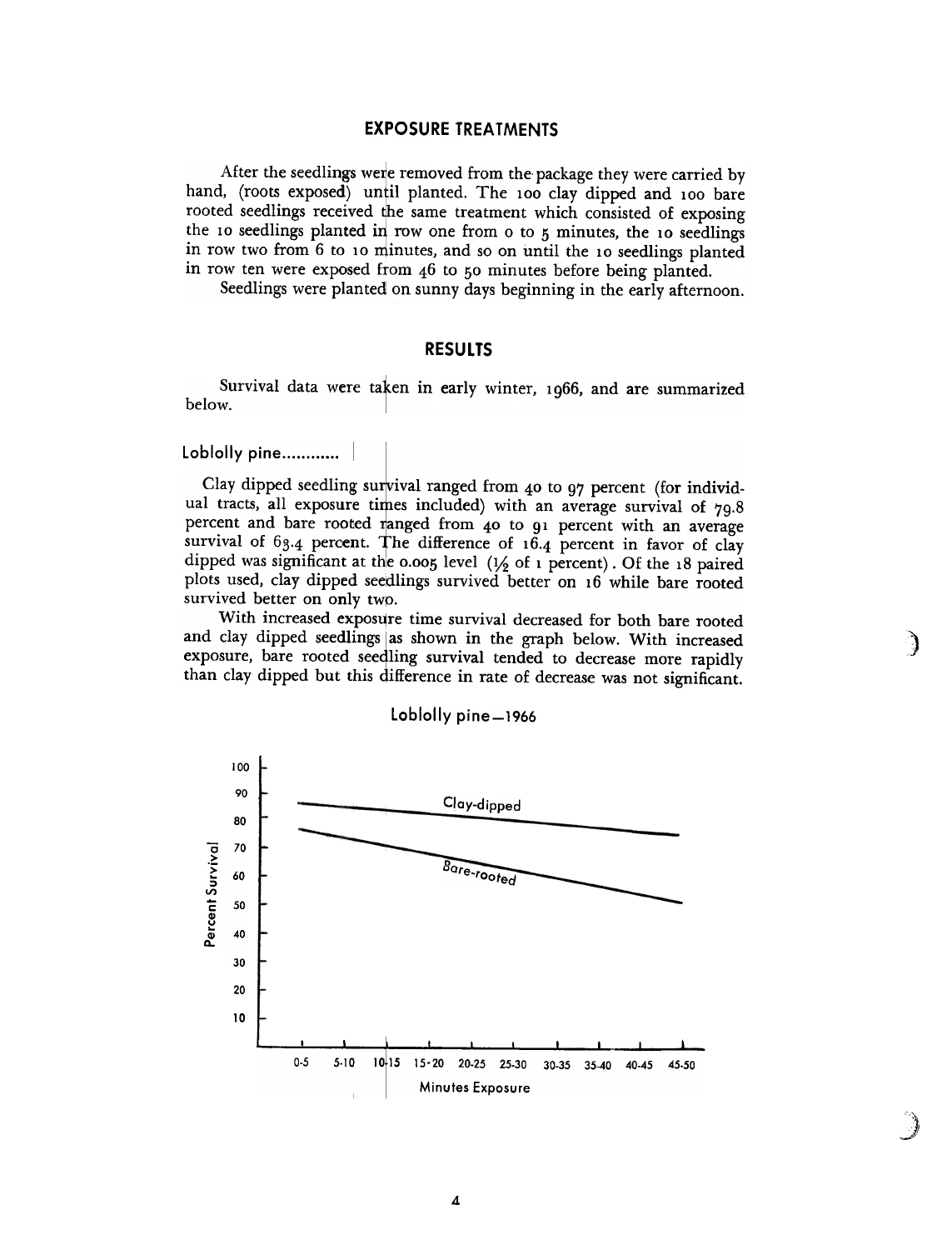## EXPOSURE TREATMENTS

After the seedlings were removed from the package they were carried by hand, (roots exposed) until planted. The 100 clay dipped and 100 bare rooted seedlings received the same treatment which consisted of exposing the 10 seedlings planted in row one from 0 to 5 minutes, the 10 seedlings in row two from 6 to 10 minutes, and so on until the 10 seedlings planted in row ten were exposed from 46 to 50 minutes before being planted.

Seedlings were planted on sunny days beginning in the early afternoon.

## RESULTS

Survival data were taken in early winter, 1966, and are summarized below.

### Loblolly pine............

Clay dipped seedling survival ranged from 40 to 97 percent (for individual tracts, all exposure times included) with an average survival of 79.8 percent and bare rooted ranged from 40 to 91 percent with an average survival of 63.4 percent. The difference of 16.4 percent in favor of clay dipped was significant at the 0.005 level (½ of 1 percent). Of the 18 paired plots used, clay dipped seedlings survived better on 16 while bare rooted survived better on only two.

With increased exposure time survival decreased for both bare rooted and clay dipped seedlings as shown in the graph below. With increased exposure, bare rooted seedling survival tended to decrease more rapidly than clay dipped but this difference in rate of decrease was not significant.

Loblolly pine—1966

Percent Survival: 100, 90, 80, 70, 60, 50, 40, 30, 20, 10

Clay-dipped

Bare-rooted

0-5 | 5-10 | 10-15 | 15-20 | 20-25 | 25-30 | 30-35 | 35-40 | 40-45 | 45-50

Minutes Exposure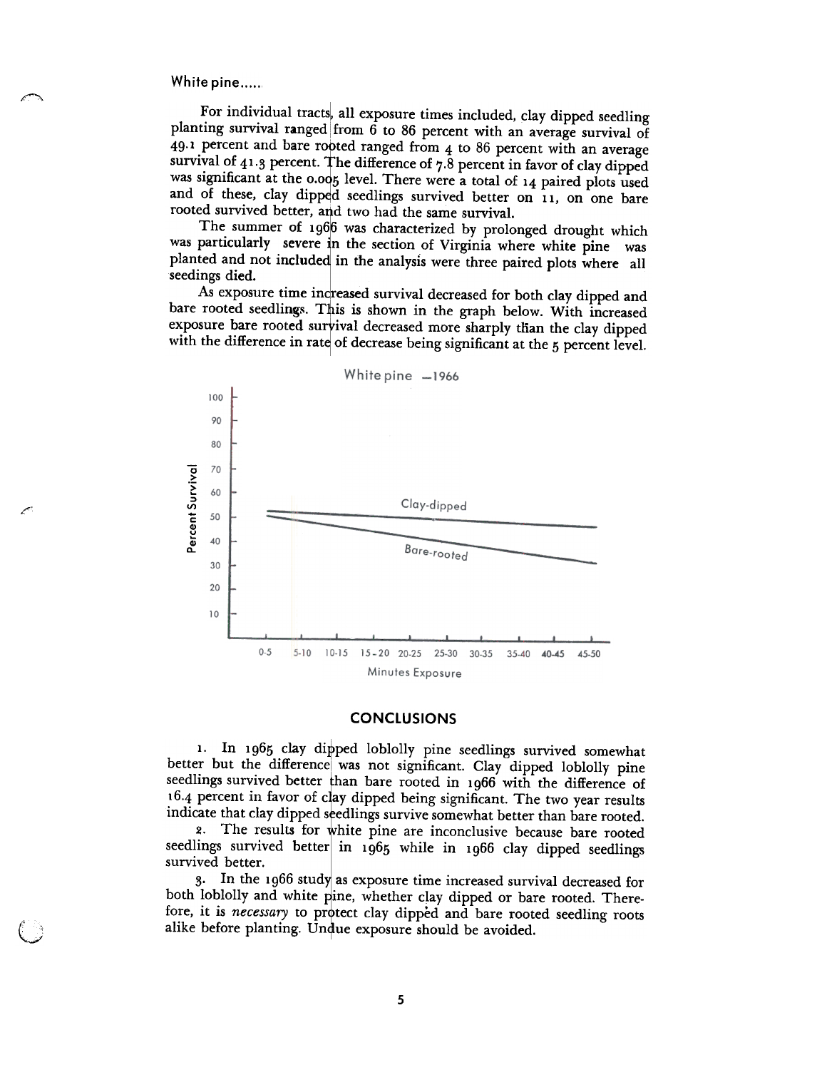White pine.....

For individual tracts, all exposure times included, clay dipped seedling planting survival ranged from 6 to 86 percent with an average survival of 49.1 percent and bare rooted ranged from 4 to 86 percent with an average survival of 41.3 percent. The difference of 7.8 percent in favor of clay dipped was significant at the 0.005 level. There were a total of 14 paired plots used and of these, clay dipped seedlings survived better on 11, on one bare rooted survived better, and two had the same survival.

The summer of 1966 was characterized by prolonged drought which was particularly severe in the section of Virginia where white pine was planted and not included in the analysis were three paired plots where all seedings died.

As exposure time increased survival decreased for both clay dipped and bare rooted seedlings. This is shown in the graph below. With increased exposure bare rooted survival decreased more sharply than the clay dipped with the difference in rate of decrease being significant at the 5 percent level.

White pine —1966

Percent Survival

100
90
80
70
60
50
40
30
20
10

Clay-dipped

Bare-rooted

0-5 5-10 10-15 15-20 20-25 25-30 30-35 35-40 40-45 45-50

Minutes Exposure

## CONCLUSIONS

1. In 1965 clay dipped loblolly pine seedlings survived somewhat better but the difference was not significant. Clay dipped loblolly pine seedlings survived better than bare rooted in 1966 with the difference of 16.4 percent in favor of clay dipped being significant. The two year results indicate that clay dipped seedlings survive somewhat better than bare rooted.

2. The results for white pine are inconclusive because bare rooted seedlings survived better in 1965 while in 1966 clay dipped seedlings survived better.

3. In the 1966 study as exposure time increased survival decreased for both loblolly and white pine, whether clay dipped or bare rooted. Therefore, it is *necessary* to protect clay dipped and bare rooted seedling roots alike before planting. Undue exposure should be avoided.